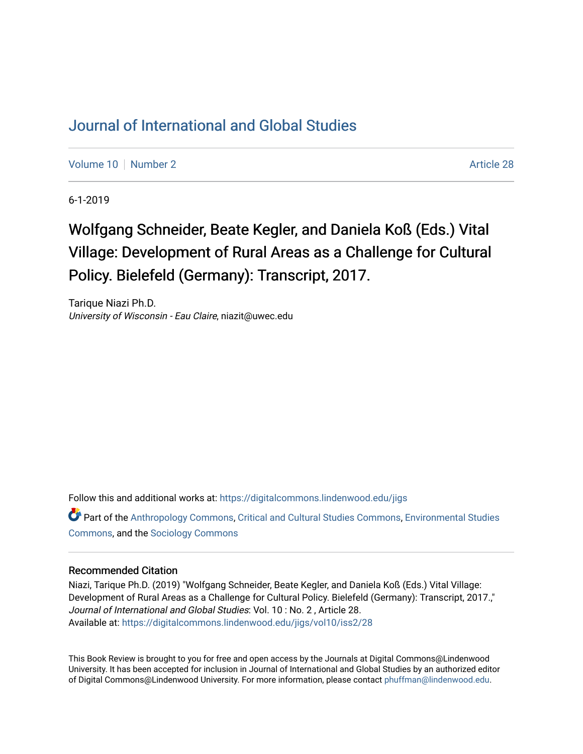# Journal of International and Global Studies

Volume 10 | Number 2 Article 28

6-1-2019

## Wolfgang Schneider, Beate Kegler, and Daniela Koß (Eds.) Vital Village: Development of Rural Areas as a Challenge for Cultural Policy. Bielefeld (Germany): Transcript, 2017.

Tarique Niazi Ph.D.
*University of Wisconsin - Eau Claire*, niazit@uwec.edu

Follow this and additional works at: https://digitalcommons.lindenwood.edu/jigs

Part of the Anthropology Commons, Critical and Cultural Studies Commons, Environmental Studies Commons, and the Sociology Commons

### Recommended Citation

Niazi, Tarique Ph.D. (2019) "Wolfgang Schneider, Beate Kegler, and Daniela Koß (Eds.) Vital Village: Development of Rural Areas as a Challenge for Cultural Policy. Bielefeld (Germany): Transcript, 2017.," *Journal of International and Global Studies*: Vol. 10 : No. 2 , Article 28.
Available at: https://digitalcommons.lindenwood.edu/jigs/vol10/iss2/28

This Book Review is brought to you for free and open access by the Journals at Digital Commons@Lindenwood University. It has been accepted for inclusion in Journal of International and Global Studies by an authorized editor of Digital Commons@Lindenwood University. For more information, please contact phuffman@lindenwood.edu.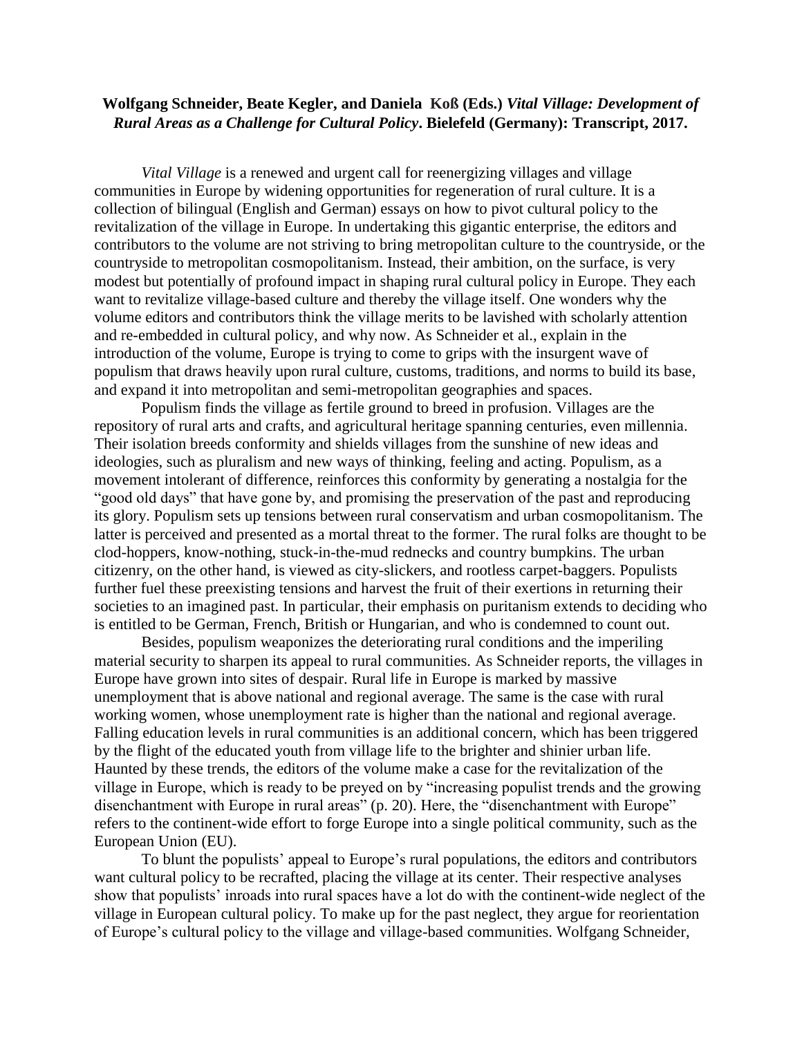**Wolfgang Schneider, Beate Kegler, and Daniela Koß (Eds.)** ***Vital Village: Development of Rural Areas as a Challenge for Cultural Policy*****. Bielefeld (Germany): Transcript, 2017.**

*Vital Village* is a renewed and urgent call for reenergizing villages and village communities in Europe by widening opportunities for regeneration of rural culture. It is a collection of bilingual (English and German) essays on how to pivot cultural policy to the revitalization of the village in Europe. In undertaking this gigantic enterprise, the editors and contributors to the volume are not striving to bring metropolitan culture to the countryside, or the countryside to metropolitan cosmopolitanism. Instead, their ambition, on the surface, is very modest but potentially of profound impact in shaping rural cultural policy in Europe. They each want to revitalize village-based culture and thereby the village itself. One wonders why the volume editors and contributors think the village merits to be lavished with scholarly attention and re-embedded in cultural policy, and why now. As Schneider et al., explain in the introduction of the volume, Europe is trying to come to grips with the insurgent wave of populism that draws heavily upon rural culture, customs, traditions, and norms to build its base, and expand it into metropolitan and semi-metropolitan geographies and spaces.

Populism finds the village as fertile ground to breed in profusion. Villages are the repository of rural arts and crafts, and agricultural heritage spanning centuries, even millennia. Their isolation breeds conformity and shields villages from the sunshine of new ideas and ideologies, such as pluralism and new ways of thinking, feeling and acting. Populism, as a movement intolerant of difference, reinforces this conformity by generating a nostalgia for the "good old days" that have gone by, and promising the preservation of the past and reproducing its glory. Populism sets up tensions between rural conservatism and urban cosmopolitanism. The latter is perceived and presented as a mortal threat to the former. The rural folks are thought to be clod-hoppers, know-nothing, stuck-in-the-mud rednecks and country bumpkins. The urban citizenry, on the other hand, is viewed as city-slickers, and rootless carpet-baggers. Populists further fuel these preexisting tensions and harvest the fruit of their exertions in returning their societies to an imagined past. In particular, their emphasis on puritanism extends to deciding who is entitled to be German, French, British or Hungarian, and who is condemned to count out.

Besides, populism weaponizes the deteriorating rural conditions and the imperiling material security to sharpen its appeal to rural communities. As Schneider reports, the villages in Europe have grown into sites of despair. Rural life in Europe is marked by massive unemployment that is above national and regional average. The same is the case with rural working women, whose unemployment rate is higher than the national and regional average. Falling education levels in rural communities is an additional concern, which has been triggered by the flight of the educated youth from village life to the brighter and shinier urban life. Haunted by these trends, the editors of the volume make a case for the revitalization of the village in Europe, which is ready to be preyed on by "increasing populist trends and the growing disenchantment with Europe in rural areas" (p. 20). Here, the "disenchantment with Europe" refers to the continent-wide effort to forge Europe into a single political community, such as the European Union (EU).

To blunt the populists' appeal to Europe's rural populations, the editors and contributors want cultural policy to be recrafted, placing the village at its center. Their respective analyses show that populists' inroads into rural spaces have a lot do with the continent-wide neglect of the village in European cultural policy. To make up for the past neglect, they argue for reorientation of Europe's cultural policy to the village and village-based communities. Wolfgang Schneider,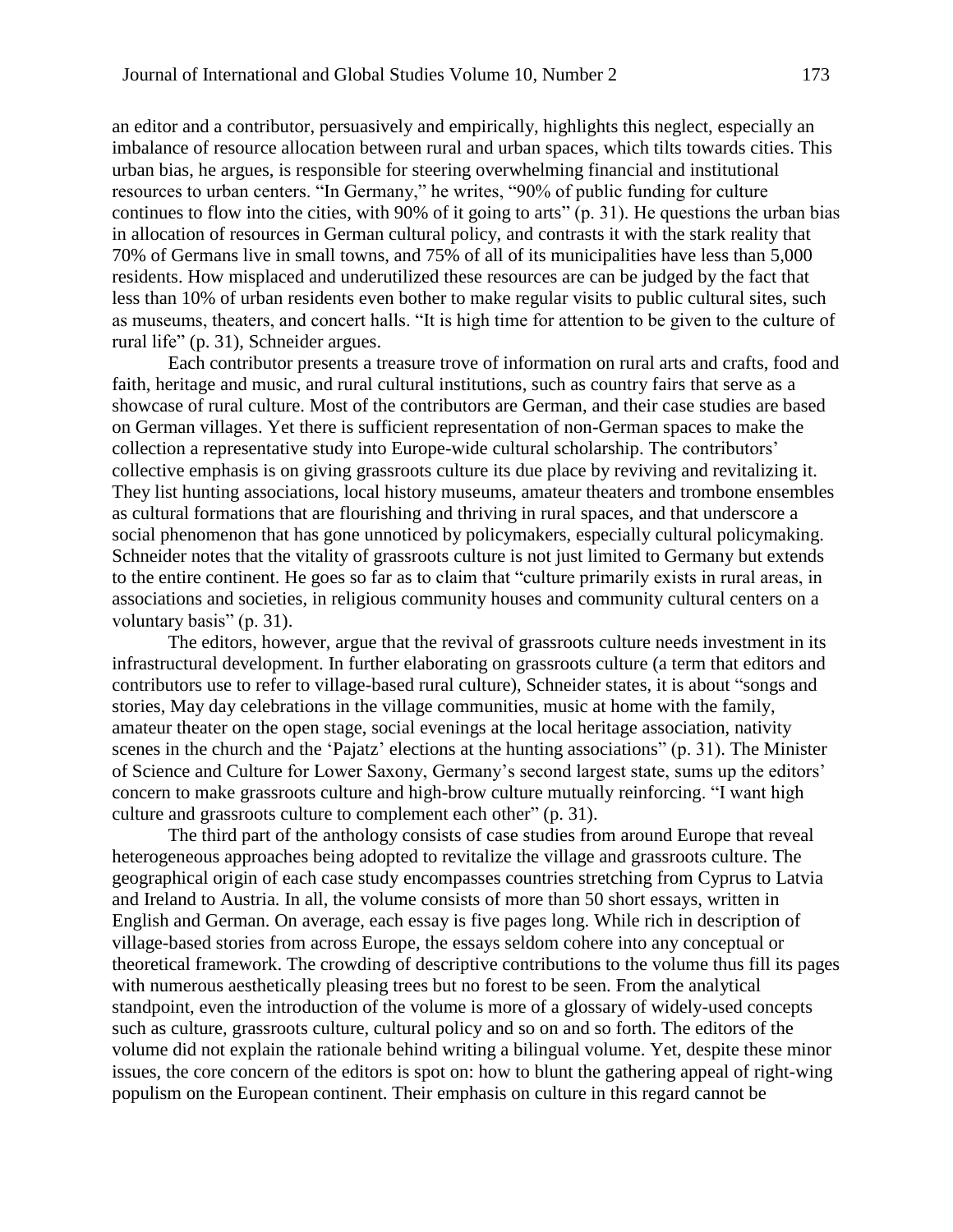an editor and a contributor, persuasively and empirically, highlights this neglect, especially an imbalance of resource allocation between rural and urban spaces, which tilts towards cities. This urban bias, he argues, is responsible for steering overwhelming financial and institutional resources to urban centers. "In Germany," he writes, "90% of public funding for culture continues to flow into the cities, with 90% of it going to arts" (p. 31). He questions the urban bias in allocation of resources in German cultural policy, and contrasts it with the stark reality that 70% of Germans live in small towns, and 75% of all of its municipalities have less than 5,000 residents. How misplaced and underutilized these resources are can be judged by the fact that less than 10% of urban residents even bother to make regular visits to public cultural sites, such as museums, theaters, and concert halls. "It is high time for attention to be given to the culture of rural life" (p. 31), Schneider argues.

Each contributor presents a treasure trove of information on rural arts and crafts, food and faith, heritage and music, and rural cultural institutions, such as country fairs that serve as a showcase of rural culture. Most of the contributors are German, and their case studies are based on German villages. Yet there is sufficient representation of non-German spaces to make the collection a representative study into Europe-wide cultural scholarship. The contributors' collective emphasis is on giving grassroots culture its due place by reviving and revitalizing it. They list hunting associations, local history museums, amateur theaters and trombone ensembles as cultural formations that are flourishing and thriving in rural spaces, and that underscore a social phenomenon that has gone unnoticed by policymakers, especially cultural policymaking. Schneider notes that the vitality of grassroots culture is not just limited to Germany but extends to the entire continent. He goes so far as to claim that "culture primarily exists in rural areas, in associations and societies, in religious community houses and community cultural centers on a voluntary basis" (p. 31).

The editors, however, argue that the revival of grassroots culture needs investment in its infrastructural development. In further elaborating on grassroots culture (a term that editors and contributors use to refer to village-based rural culture), Schneider states, it is about "songs and stories, May day celebrations in the village communities, music at home with the family, amateur theater on the open stage, social evenings at the local heritage association, nativity scenes in the church and the 'Pajatz' elections at the hunting associations" (p. 31). The Minister of Science and Culture for Lower Saxony, Germany's second largest state, sums up the editors' concern to make grassroots culture and high-brow culture mutually reinforcing. "I want high culture and grassroots culture to complement each other" (p. 31).

The third part of the anthology consists of case studies from around Europe that reveal heterogeneous approaches being adopted to revitalize the village and grassroots culture. The geographical origin of each case study encompasses countries stretching from Cyprus to Latvia and Ireland to Austria. In all, the volume consists of more than 50 short essays, written in English and German. On average, each essay is five pages long. While rich in description of village-based stories from across Europe, the essays seldom cohere into any conceptual or theoretical framework. The crowding of descriptive contributions to the volume thus fill its pages with numerous aesthetically pleasing trees but no forest to be seen. From the analytical standpoint, even the introduction of the volume is more of a glossary of widely-used concepts such as culture, grassroots culture, cultural policy and so on and so forth. The editors of the volume did not explain the rationale behind writing a bilingual volume. Yet, despite these minor issues, the core concern of the editors is spot on: how to blunt the gathering appeal of right-wing populism on the European continent. Their emphasis on culture in this regard cannot be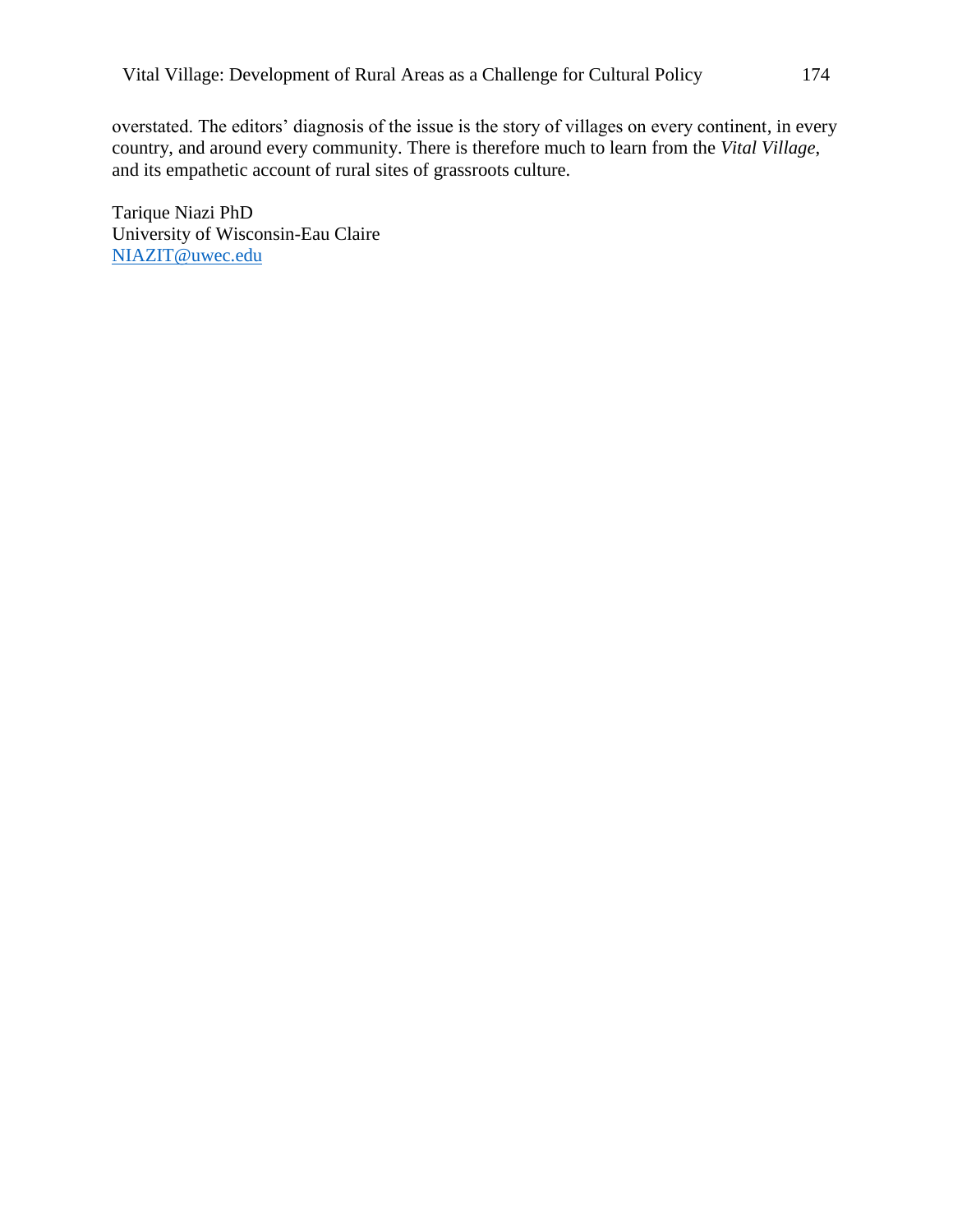overstated. The editors' diagnosis of the issue is the story of villages on every continent, in every country, and around every community. There is therefore much to learn from the *Vital Village*, and its empathetic account of rural sites of grassroots culture.

Tarique Niazi PhD
University of Wisconsin-Eau Claire
NIAZIT@uwec.edu